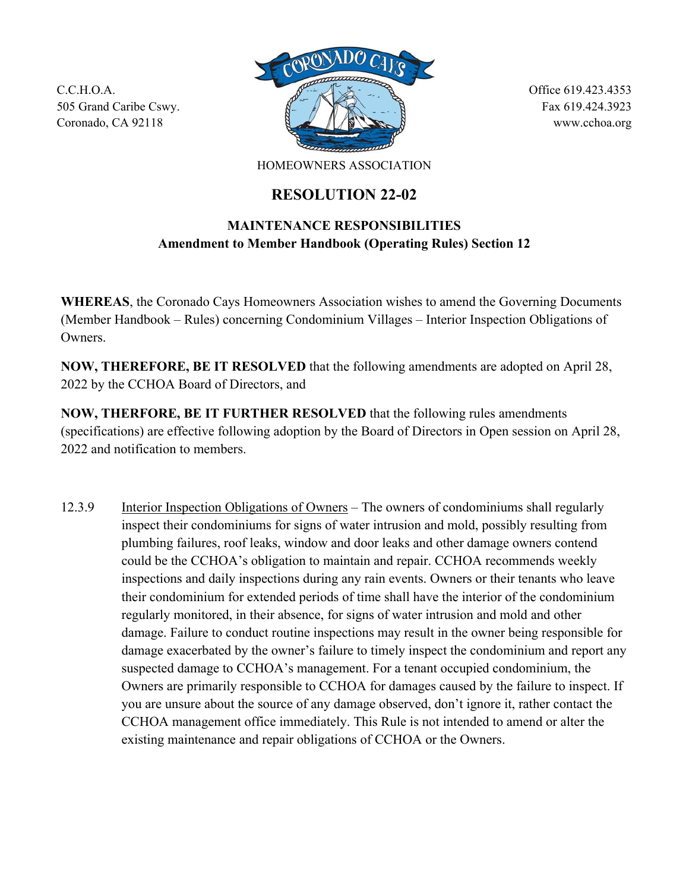C.C.H.O.A.
505 Grand Caribe Cswy.
Coronado, CA 92118

CORONADO CAYS
HOMEOWNERS ASSOCIATION

Office 619.423.4353
Fax 619.424.3923
www.cchoa.org

# RESOLUTION 22-02

## MAINTENANCE RESPONSIBILITIES
**Amendment to Member Handbook (Operating Rules) Section 12**

**WHEREAS**, the Coronado Cays Homeowners Association wishes to amend the Governing Documents (Member Handbook – Rules) concerning Condominium Villages – Interior Inspection Obligations of Owners.

**NOW, THEREFORE, BE IT RESOLVED** that the following amendments are adopted on April 28, 2022 by the CCHOA Board of Directors, and

**NOW, THERFORE, BE IT FURTHER RESOLVED** that the following rules amendments (specifications) are effective following adoption by the Board of Directors in Open session on April 28, 2022 and notification to members.

12.3.9 Interior Inspection Obligations of Owners – The owners of condominiums shall regularly inspect their condominiums for signs of water intrusion and mold, possibly resulting from plumbing failures, roof leaks, window and door leaks and other damage owners contend could be the CCHOA's obligation to maintain and repair. CCHOA recommends weekly inspections and daily inspections during any rain events. Owners or their tenants who leave their condominium for extended periods of time shall have the interior of the condominium regularly monitored, in their absence, for signs of water intrusion and mold and other damage. Failure to conduct routine inspections may result in the owner being responsible for damage exacerbated by the owner's failure to timely inspect the condominium and report any suspected damage to CCHOA's management. For a tenant occupied condominium, the Owners are primarily responsible to CCHOA for damages caused by the failure to inspect. If you are unsure about the source of any damage observed, don't ignore it, rather contact the CCHOA management office immediately. This Rule is not intended to amend or alter the existing maintenance and repair obligations of CCHOA or the Owners.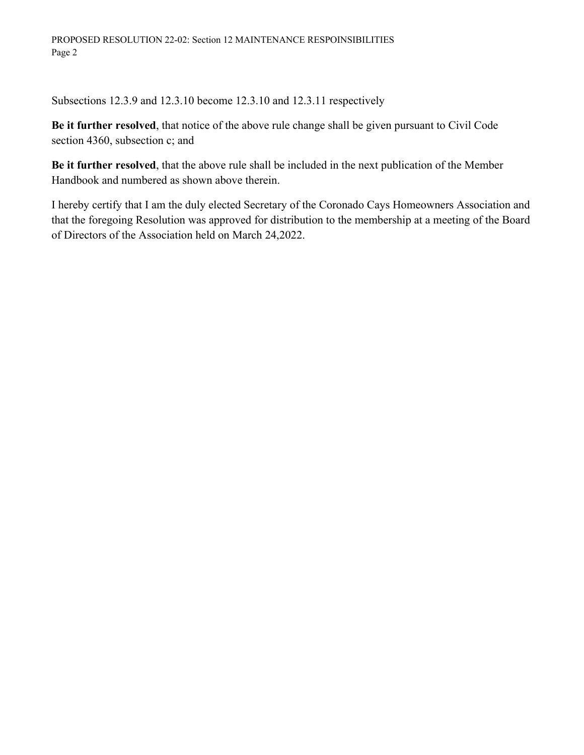Subsections 12.3.9 and 12.3.10 become 12.3.10 and 12.3.11 respectively

**Be it further resolved**, that notice of the above rule change shall be given pursuant to Civil Code section 4360, subsection c; and

**Be it further resolved**, that the above rule shall be included in the next publication of the Member Handbook and numbered as shown above therein.

I hereby certify that I am the duly elected Secretary of the Coronado Cays Homeowners Association and that the foregoing Resolution was approved for distribution to the membership at a meeting of the Board of Directors of the Association held on March 24,2022.